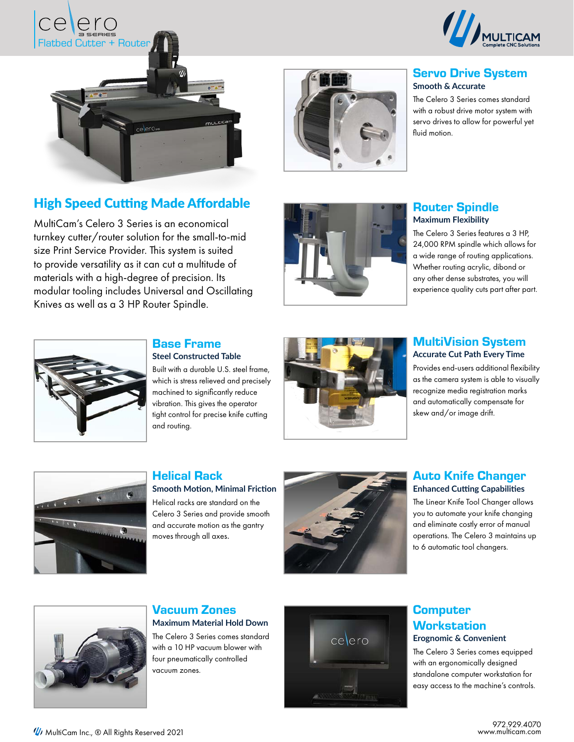# Celero 3 Series Flatbed Cutter + Router

MULTICAM Complete CNC Solutions

## High Speed Cutting Made Affordable

MultiCam's Celero 3 Series is an economical turnkey cutter/router solution for the small-to-mid size Print Service Provider. This system is suited to provide versatility as it can cut a multitude of materials with a high-degree of precision. Its modular tooling includes Universal and Oscillating Knives as well as a 3 HP Router Spindle.

## Servo Drive System

**Smooth & Accurate**

The Celero 3 Series comes standard with a robust drive motor system with servo drives to allow for powerful yet fluid motion.

## Router Spindle

**Maximum Flexibility**

The Celero 3 Series features a 3 HP, 24,000 RPM spindle which allows for a wide range of routing applications. Whether routing acrylic, dibond or any other dense substrates, you will experience quality cuts part after part.

## Base Frame

**Steel Constructed Table**

Built with a durable U.S. steel frame, which is stress relieved and precisely machined to significantly reduce vibration. This gives the operator tight control for precise knife cutting and routing.

## MultiVision System

**Accurate Cut Path Every Time**

Provides end-users additional flexibility as the camera system is able to visually recognize media registration marks and automatically compensate for skew and/or image drift.

## Helical Rack

**Smooth Motion, Minimal Friction**

Helical racks are standard on the Celero 3 Series and provide smooth and accurate motion as the gantry moves through all axes.

## Auto Knife Changer

**Enhanced Cutting Capabilities**

The Linear Knife Tool Changer allows you to automate your knife changing and eliminate costly error of manual operations. The Celero 3 maintains up to 6 automatic tool changers.

## Vacuum Zones

**Maximum Material Hold Down**

The Celero 3 Series comes standard with a 10 HP vacuum blower with four pneumatically controlled vacuum zones.

## Computer Workstation

**Erognomic & Convenient**

The Celero 3 Series comes equipped with an ergonomically designed standalone computer workstation for easy access to the machine's controls.

MultiCam Inc., ® All Rights Reserved 2021

972.929.4070
www.multicam.com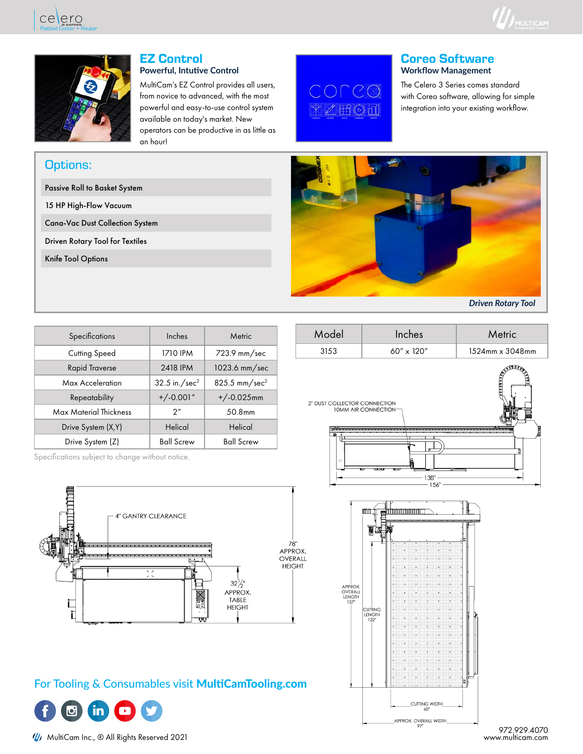## EZ Control

### Powerful, Intutive Control

MultiCam's EZ Control provides all users, from novice to advanced, with the most powerful and easy-to-use control system available on today's market. New operators can be productive in as little as an hour!

## Coreo Software

### Workflow Management

The Celero 3 Series comes standard with Coreo software, allowing for simple integration into your existing workflow.

## Options:

- Passive Roll to Basket System
- 15 HP High-Flow Vacuum
- Cana-Vac Dust Collection System
- Driven Rotary Tool for Textiles
- Knife Tool Options

*Driven Rotary Tool*

| Specifications | Inches | Metric |
|---|---|---|
| Cutting Speed | 1710 IPM | 723.9 mm/sec |
| Rapid Traverse | 2418 IPM | 1023.6 mm/sec |
| Max Acceleration | 32.5 in./sec$^2$ | 825.5 mm/sec$^2$ |
| Repeatability | +/-0.001" | +/-0.025mm |
| Max Material Thickness | 2" | 50.8mm |
| Drive System (X,Y) | Helical | Helical |
| Drive System (Z) | Ball Screw | Ball Screw |

Specifications subject to change without notice.

| Model | Inches | Metric |
|---|---|---|
| 3153 | 60" x 120" | 1524mm x 3048mm |

2" DUST COLLECTOR CONNECTION
10MM AIR CONNECTION
138"
156"

4" GANTRY CLEARANCE
78" APPROX. OVERALL HEIGHT
32½" APPROX. TABLE HEIGHT

APPROX. OVERALL LENGTH 157"
CUTTING LENGTH 122"
CUTTING WIDTH 60"
APPROX. OVERALL WIDTH 97"

For Tooling & Consumables visit **MultiCamTooling.com**

MultiCam Inc., ® All Rights Reserved 2021

972.929.4070
www.multicam.com